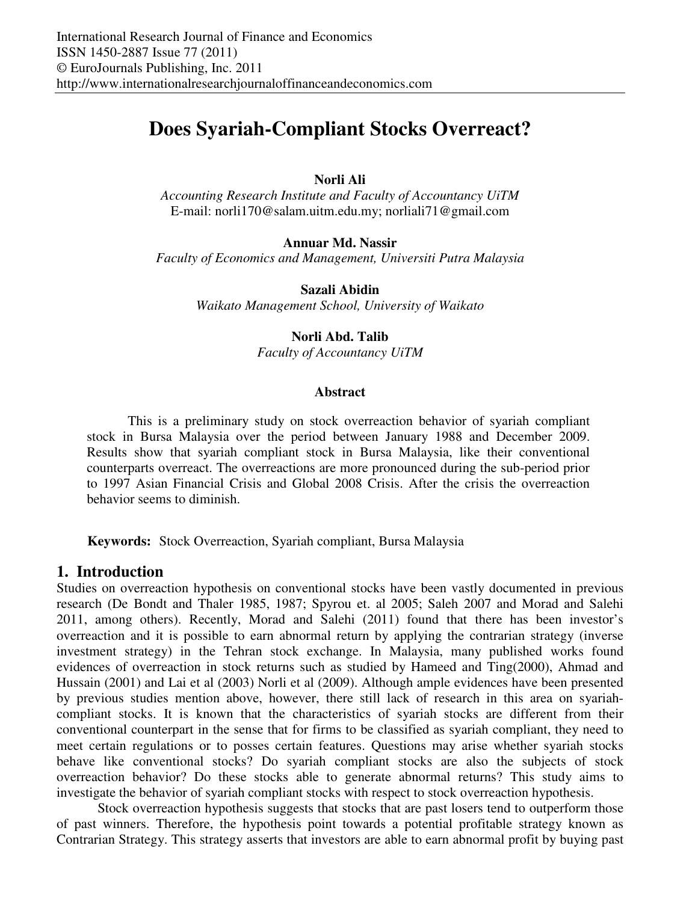# Does Syariah-Compliant Stocks Overreact?

**Norli Ali**
*Accounting Research Institute and Faculty of Accountancy UiTM*
E-mail: norli170@salam.uitm.edu.my; norliali71@gmail.com

**Annuar Md. Nassir**
*Faculty of Economics and Management, Universiti Putra Malaysia*

**Sazali Abidin**
*Waikato Management School, University of Waikato*

**Norli Abd. Talib**
*Faculty of Accountancy UiTM*

### Abstract

This is a preliminary study on stock overreaction behavior of syariah compliant stock in Bursa Malaysia over the period between January 1988 and December 2009. Results show that syariah compliant stock in Bursa Malaysia, like their conventional counterparts overreact. The overreactions are more pronounced during the sub-period prior to 1997 Asian Financial Crisis and Global 2008 Crisis. After the crisis the overreaction behavior seems to diminish.

**Keywords:** Stock Overreaction, Syariah compliant, Bursa Malaysia

## 1. Introduction

Studies on overreaction hypothesis on conventional stocks have been vastly documented in previous research (De Bondt and Thaler 1985, 1987; Spyrou et. al 2005; Saleh 2007 and Morad and Salehi 2011, among others). Recently, Morad and Salehi (2011) found that there has been investor's overreaction and it is possible to earn abnormal return by applying the contrarian strategy (inverse investment strategy) in the Tehran stock exchange. In Malaysia, many published works found evidences of overreaction in stock returns such as studied by Hameed and Ting(2000), Ahmad and Hussain (2001) and Lai et al (2003) Norli et al (2009). Although ample evidences have been presented by previous studies mention above, however, there still lack of research in this area on syariah-compliant stocks. It is known that the characteristics of syariah stocks are different from their conventional counterpart in the sense that for firms to be classified as syariah compliant, they need to meet certain regulations or to posses certain features. Questions may arise whether syariah stocks behave like conventional stocks? Do syariah compliant stocks are also the subjects of stock overreaction behavior? Do these stocks able to generate abnormal returns? This study aims to investigate the behavior of syariah compliant stocks with respect to stock overreaction hypothesis.

Stock overreaction hypothesis suggests that stocks that are past losers tend to outperform those of past winners. Therefore, the hypothesis point towards a potential profitable strategy known as Contrarian Strategy. This strategy asserts that investors are able to earn abnormal profit by buying past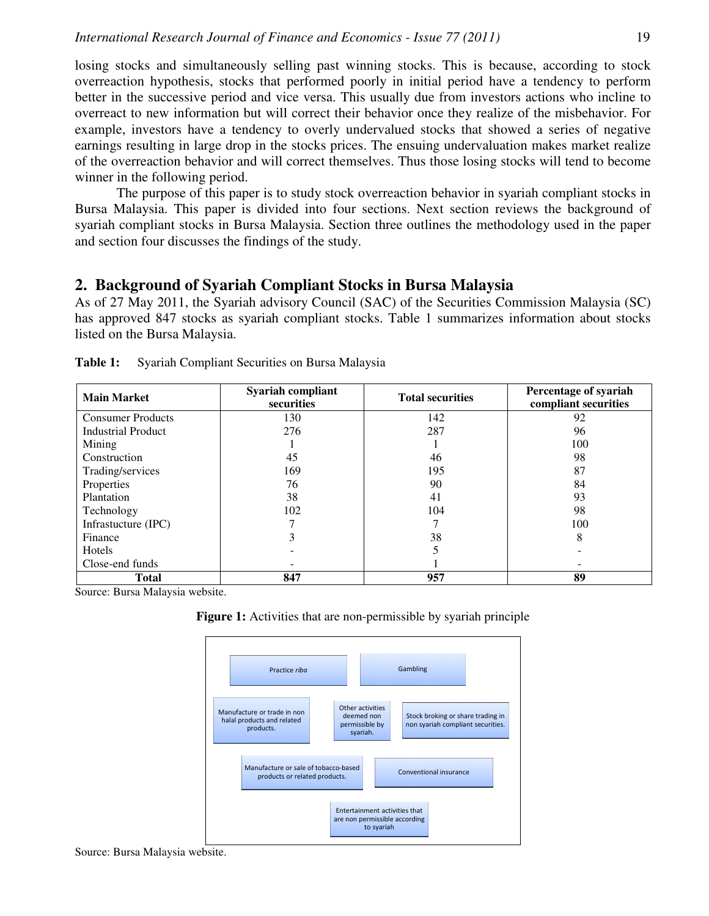losing stocks and simultaneously selling past winning stocks. This is because, according to stock overreaction hypothesis, stocks that performed poorly in initial period have a tendency to perform better in the successive period and vice versa. This usually due from investors actions who incline to overreact to new information but will correct their behavior once they realize of the misbehavior. For example, investors have a tendency to overly undervalued stocks that showed a series of negative earnings resulting in large drop in the stocks prices. The ensuing undervaluation makes market realize of the overreaction behavior and will correct themselves. Thus those losing stocks will tend to become winner in the following period.

The purpose of this paper is to study stock overreaction behavior in syariah compliant stocks in Bursa Malaysia. This paper is divided into four sections. Next section reviews the background of syariah compliant stocks in Bursa Malaysia. Section three outlines the methodology used in the paper and section four discusses the findings of the study.

## 2. Background of Syariah Compliant Stocks in Bursa Malaysia

As of 27 May 2011, the Syariah advisory Council (SAC) of the Securities Commission Malaysia (SC) has approved 847 stocks as syariah compliant stocks. Table 1 summarizes information about stocks listed on the Bursa Malaysia.

**Table 1:** Syariah Compliant Securities on Bursa Malaysia

| Main Market | Syariah compliant securities | Total securities | Percentage of syariah compliant securities |
|---|---|---|---|
| Consumer Products | 130 | 142 | 92 |
| Industrial Product | 276 | 287 | 96 |
| Mining | 1 | 1 | 100 |
| Construction | 45 | 46 | 98 |
| Trading/services | 169 | 195 | 87 |
| Properties | 76 | 90 | 84 |
| Plantation | 38 | 41 | 93 |
| Technology | 102 | 104 | 98 |
| Infrastucture (IPC) | 7 | 7 | 100 |
| Finance | 3 | 38 | 8 |
| Hotels | - | 5 | - |
| Close-end funds | - | 1 | - |
| **Total** | **847** | **957** | **89** |

Source: Bursa Malaysia website.

**Figure 1:** Activities that are non-permissible by syariah principle

- Practice *riba*
- Gambling
- Manufacture or trade in non halal products and related products.
- Other activities deemed non permissible by syariah.
- Stock broking or share trading in non syariah compliant securities.
- Manufacture or sale of tobacco-based products or related products.
- Conventional insurance
- Entertainment activities that are non permissible according to syariah

Source: Bursa Malaysia website.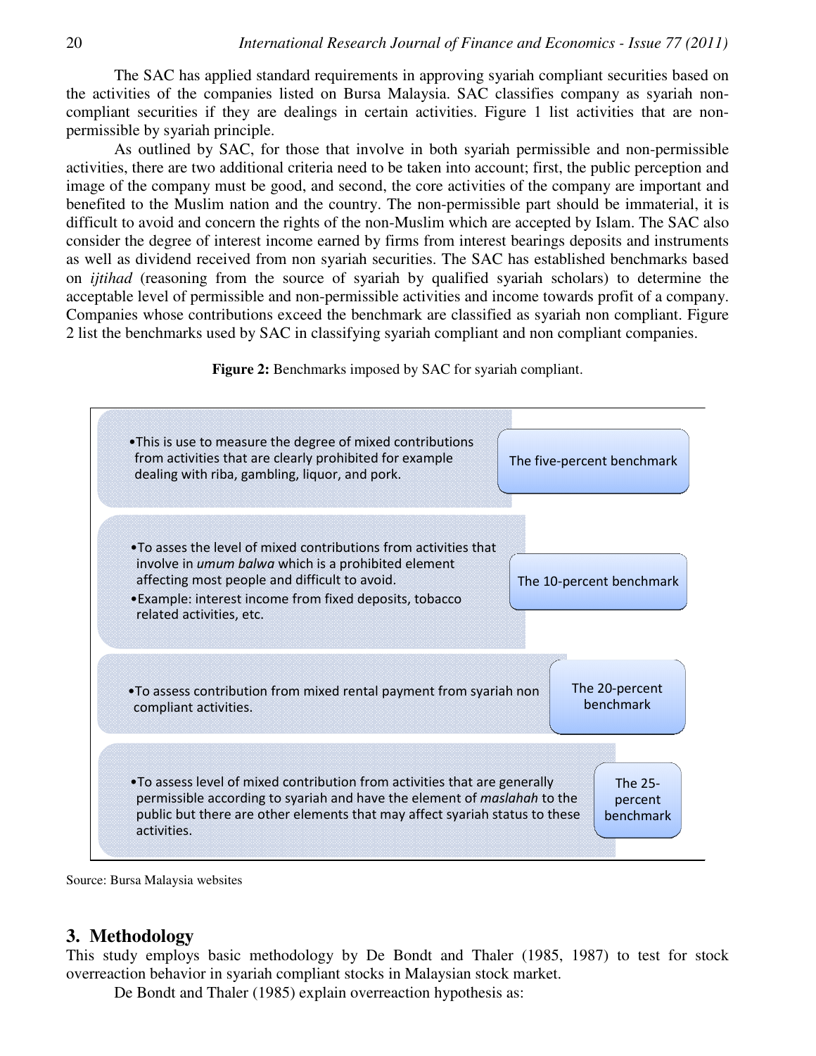The SAC has applied standard requirements in approving syariah compliant securities based on the activities of the companies listed on Bursa Malaysia. SAC classifies company as syariah non-compliant securities if they are dealings in certain activities. Figure 1 list activities that are non-permissible by syariah principle.

As outlined by SAC, for those that involve in both syariah permissible and non-permissible activities, there are two additional criteria need to be taken into account; first, the public perception and image of the company must be good, and second, the core activities of the company are important and benefited to the Muslim nation and the country. The non-permissible part should be immaterial, it is difficult to avoid and concern the rights of the non-Muslim which are accepted by Islam. The SAC also consider the degree of interest income earned by firms from interest bearings deposits and instruments as well as dividend received from non syariah securities. The SAC has established benchmarks based on *ijtihad* (reasoning from the source of syariah by qualified syariah scholars) to determine the acceptable level of permissible and non-permissible activities and income towards profit of a company. Companies whose contributions exceed the benchmark are classified as syariah non compliant. Figure 2 list the benchmarks used by SAC in classifying syariah compliant and non compliant companies.

**Figure 2:** Benchmarks imposed by SAC for syariah compliant.

| Description | Benchmark |
|---|---|
| •This is use to measure the degree of mixed contributions from activities that are clearly prohibited for example dealing with riba, gambling, liquor, and pork. | The five-percent benchmark |
| •To asses the level of mixed contributions from activities that involve in *umum balwa* which is a prohibited element affecting most people and difficult to avoid. •Example: interest income from fixed deposits, tobacco related activities, etc. | The 10-percent benchmark |
| •To assess contribution from mixed rental payment from syariah non compliant activities. | The 20-percent benchmark |
| •To assess level of mixed contribution from activities that are generally permissible according to syariah and have the element of *maslahah* to the public but there are other elements that may affect syariah status to these activities. | The 25-percent benchmark |

Source: Bursa Malaysia websites

## 3. Methodology

This study employs basic methodology by De Bondt and Thaler (1985, 1987) to test for stock overreaction behavior in syariah compliant stocks in Malaysian stock market.

De Bondt and Thaler (1985) explain overreaction hypothesis as: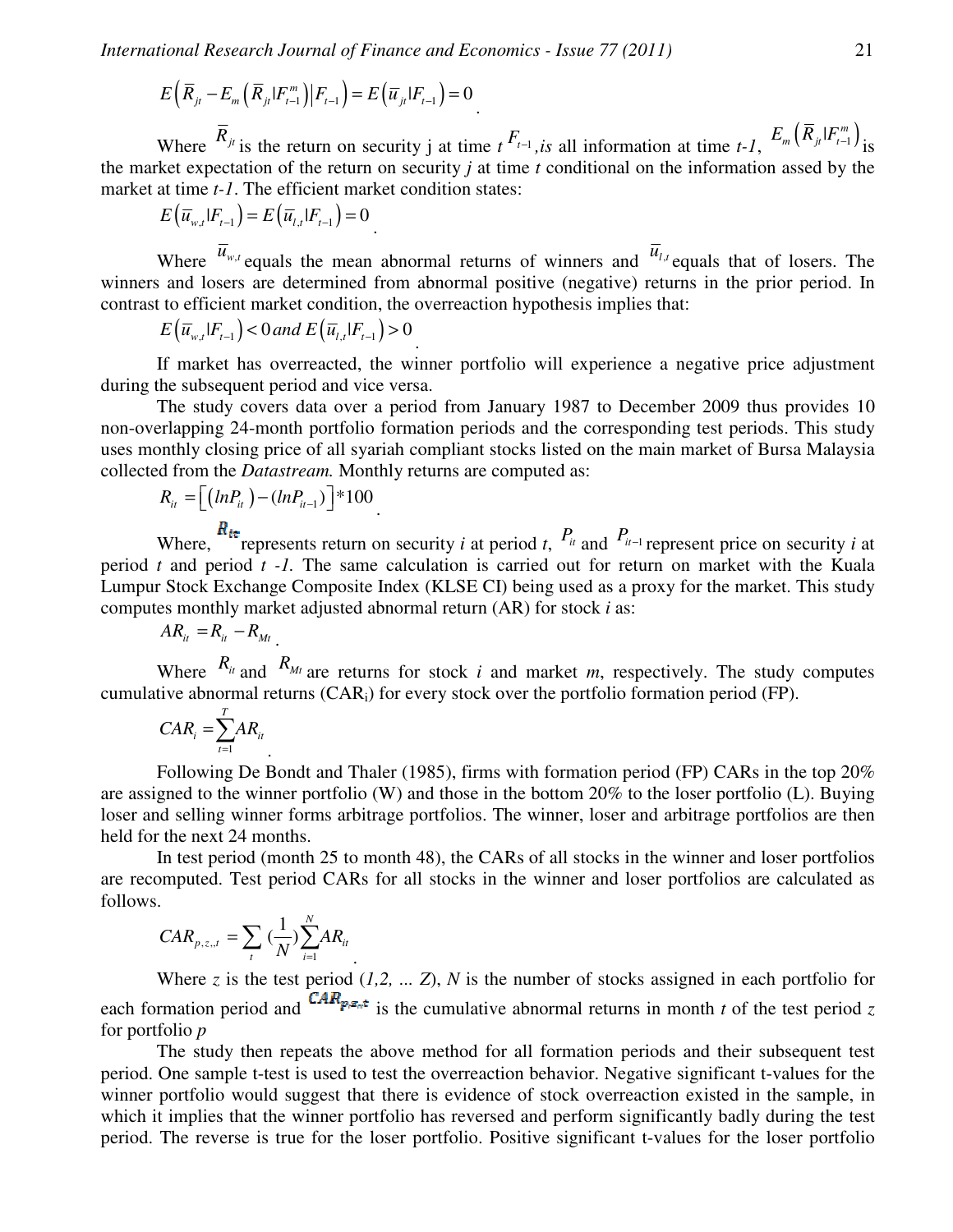$$E\left(\overline{R}_{jt} - E_m\left(\overline{R}_{jt}|F_{t-1}^m\right)\middle|F_{t-1}\right) = E\left(\overline{u}_{jt}|F_{t-1}\right) = 0$$

Where $\overline{R}_{jt}$ is the return on security j at time *t* $F_{t-1}$*, is* all information at time *t-1*, $E_m\left(\overline{R}_{jt}|F_{t-1}^m\right)$ is the market expectation of the return on security *j* at time *t* conditional on the information assed by the market at time *t-1*. The efficient market condition states:

$$E\left(\overline{u}_{w,t}|F_{t-1}\right) = E\left(\overline{u}_{l,t}|F_{t-1}\right) = 0$$

Where $\overline{u}_{w,t}$ equals the mean abnormal returns of winners and $\overline{u}_{l,t}$ equals that of losers. The winners and losers are determined from abnormal positive (negative) returns in the prior period. In contrast to efficient market condition, the overreaction hypothesis implies that:

$$E\left(\overline{u}_{w,t}|F_{t-1}\right) < 0 \; and \; E\left(\overline{u}_{l,t}|F_{t-1}\right) > 0$$

If market has overreacted, the winner portfolio will experience a negative price adjustment during the subsequent period and vice versa.

The study covers data over a period from January 1987 to December 2009 thus provides 10 non-overlapping 24-month portfolio formation periods and the corresponding test periods. This study uses monthly closing price of all syariah compliant stocks listed on the main market of Bursa Malaysia collected from the *Datastream.* Monthly returns are computed as:

$$R_{it} = \left[\left(lnP_{it}\right) - (lnP_{it-1})\right] * 100$$

Where, $R_{it}$ represents return on security *i* at period *t*, $P_{it}$ and $P_{it-1}$ represent price on security *i* at period *t* and period *t -1.* The same calculation is carried out for return on market with the Kuala Lumpur Stock Exchange Composite Index (KLSE CI) being used as a proxy for the market. This study computes monthly market adjusted abnormal return (AR) for stock *i* as:

$$AR_{it} = R_{it} - R_{Mt}$$

Where $R_{it}$ and $R_{Mt}$ are returns for stock *i* and market *m*, respectively. The study computes cumulative abnormal returns ($CAR_i$) for every stock over the portfolio formation period (FP).

$$CAR_i = \sum_{t=1}^{T} AR_{it}$$

Following De Bondt and Thaler (1985), firms with formation period (FP) CARs in the top 20% are assigned to the winner portfolio (W) and those in the bottom 20% to the loser portfolio (L). Buying loser and selling winner forms arbitrage portfolios. The winner, loser and arbitrage portfolios are then held for the next 24 months.

In test period (month 25 to month 48), the CARs of all stocks in the winner and loser portfolios are recomputed. Test period CARs for all stocks in the winner and loser portfolios are calculated as follows.

$$CAR_{p,z,,t} = \sum_{t} \left(\frac{1}{N}\right) \sum_{i=1}^{N} AR_{it}$$

Where *z* is the test period (*1,2, ... Z*), *N* is the number of stocks assigned in each portfolio for each formation period and $CAR_{p,z,t}$ is the cumulative abnormal returns in month *t* of the test period *z* for portfolio *p*

The study then repeats the above method for all formation periods and their subsequent test period. One sample t-test is used to test the overreaction behavior. Negative significant t-values for the winner portfolio would suggest that there is evidence of stock overreaction existed in the sample, in which it implies that the winner portfolio has reversed and perform significantly badly during the test period. The reverse is true for the loser portfolio. Positive significant t-values for the loser portfolio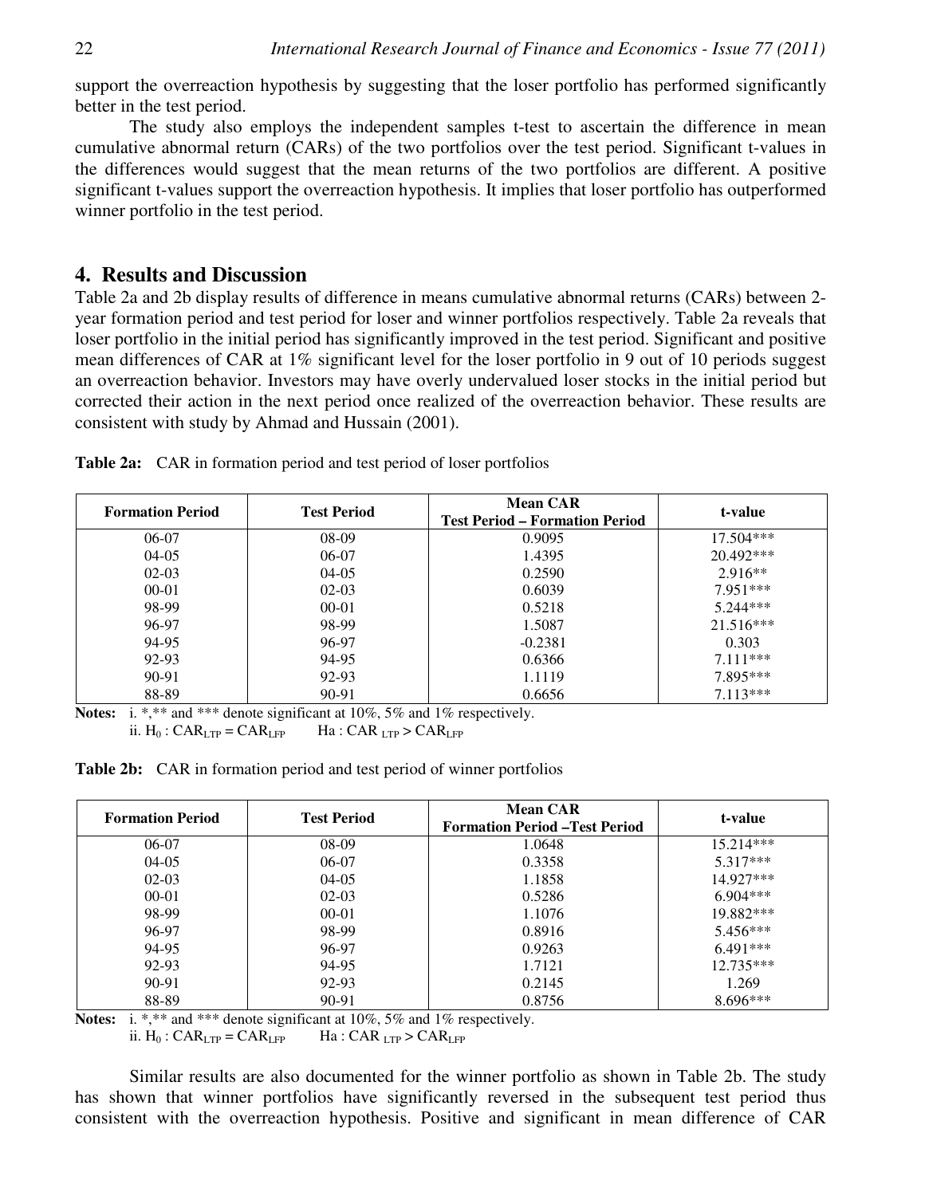support the overreaction hypothesis by suggesting that the loser portfolio has performed significantly better in the test period.

The study also employs the independent samples t-test to ascertain the difference in mean cumulative abnormal return (CARs) of the two portfolios over the test period. Significant t-values in the differences would suggest that the mean returns of the two portfolios are different. A positive significant t-values support the overreaction hypothesis. It implies that loser portfolio has outperformed winner portfolio in the test period.

## 4. Results and Discussion

Table 2a and 2b display results of difference in means cumulative abnormal returns (CARs) between 2-year formation period and test period for loser and winner portfolios respectively. Table 2a reveals that loser portfolio in the initial period has significantly improved in the test period. Significant and positive mean differences of CAR at 1% significant level for the loser portfolio in 9 out of 10 periods suggest an overreaction behavior. Investors may have overly undervalued loser stocks in the initial period but corrected their action in the next period once realized of the overreaction behavior. These results are consistent with study by Ahmad and Hussain (2001).

**Table 2a:** CAR in formation period and test period of loser portfolios

| Formation Period | Test Period | Mean CAR Test Period – Formation Period | t-value |
|---|---|---|---|
| 06-07 | 08-09 | 0.9095 | 17.504*** |
| 04-05 | 06-07 | 1.4395 | 20.492*** |
| 02-03 | 04-05 | 0.2590 | 2.916** |
| 00-01 | 02-03 | 0.6039 | 7.951*** |
| 98-99 | 00-01 | 0.5218 | 5.244*** |
| 96-97 | 98-99 | 1.5087 | 21.516*** |
| 94-95 | 96-97 | -0.2381 | 0.303 |
| 92-93 | 94-95 | 0.6366 | 7.111*** |
| 90-91 | 92-93 | 1.1119 | 7.895*** |
| 88-89 | 90-91 | 0.6656 | 7.113*** |

**Notes:** i. *,** and *** denote significant at 10%, 5% and 1% respectively.
ii. $H_0 : CAR_{LTP} = CAR_{LFP}$ Ha : $CAR_{LTP} > CAR_{LFP}$

**Table 2b:** CAR in formation period and test period of winner portfolios

| Formation Period | Test Period | Mean CAR Formation Period –Test Period | t-value |
|---|---|---|---|
| 06-07 | 08-09 | 1.0648 | 15.214*** |
| 04-05 | 06-07 | 0.3358 | 5.317*** |
| 02-03 | 04-05 | 1.1858 | 14.927*** |
| 00-01 | 02-03 | 0.5286 | 6.904*** |
| 98-99 | 00-01 | 1.1076 | 19.882*** |
| 96-97 | 98-99 | 0.8916 | 5.456*** |
| 94-95 | 96-97 | 0.9263 | 6.491*** |
| 92-93 | 94-95 | 1.7121 | 12.735*** |
| 90-91 | 92-93 | 0.2145 | 1.269 |
| 88-89 | 90-91 | 0.8756 | 8.696*** |

**Notes:** i. *,** and *** denote significant at 10%, 5% and 1% respectively.
ii. $H_0 : CAR_{LTP} = CAR_{LFP}$ Ha : $CAR_{LTP} > CAR_{LFP}$

Similar results are also documented for the winner portfolio as shown in Table 2b. The study has shown that winner portfolios have significantly reversed in the subsequent test period thus consistent with the overreaction hypothesis. Positive and significant in mean difference of CAR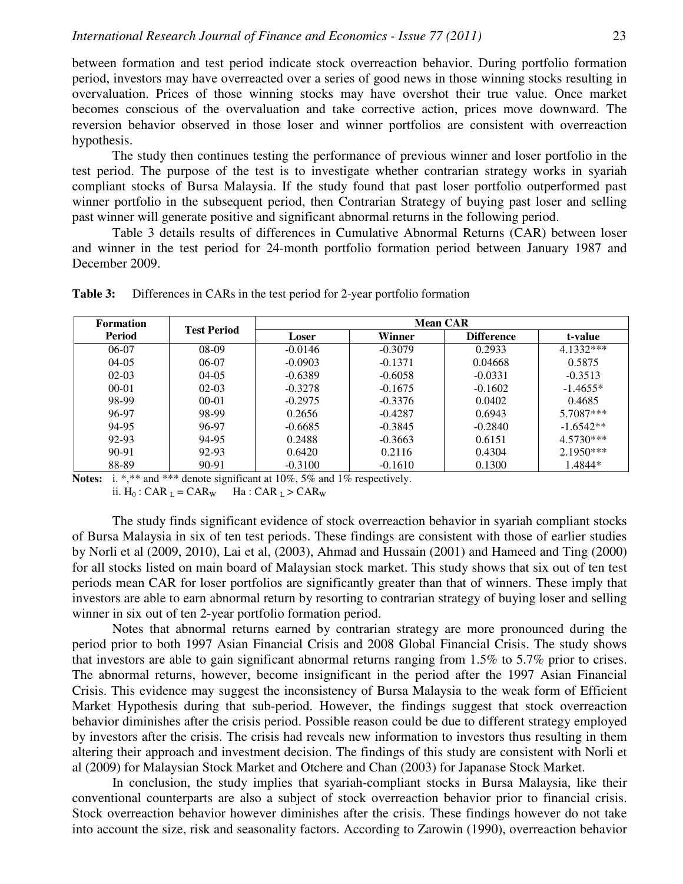between formation and test period indicate stock overreaction behavior. During portfolio formation period, investors may have overreacted over a series of good news in those winning stocks resulting in overvaluation. Prices of those winning stocks may have overshot their true value. Once market becomes conscious of the overvaluation and take corrective action, prices move downward. The reversion behavior observed in those loser and winner portfolios are consistent with overreaction hypothesis.

The study then continues testing the performance of previous winner and loser portfolio in the test period. The purpose of the test is to investigate whether contrarian strategy works in syariah compliant stocks of Bursa Malaysia. If the study found that past loser portfolio outperformed past winner portfolio in the subsequent period, then Contrarian Strategy of buying past loser and selling past winner will generate positive and significant abnormal returns in the following period.

Table 3 details results of differences in Cumulative Abnormal Returns (CAR) between loser and winner in the test period for 24-month portfolio formation period between January 1987 and December 2009.

**Table 3:** Differences in CARs in the test period for 2-year portfolio formation

| Formation Period | Test Period | Mean CAR | | | |
|---|---|---|---|---|---|
| | | Loser | Winner | Difference | t-value |
| 06-07 | 08-09 | -0.0146 | -0.3079 | 0.2933 | 4.1332*** |
| 04-05 | 06-07 | -0.0903 | -0.1371 | 0.04668 | 0.5875 |
| 02-03 | 04-05 | -0.6389 | -0.6058 | -0.0331 | -0.3513 |
| 00-01 | 02-03 | -0.3278 | -0.1675 | -0.1602 | -1.4655* |
| 98-99 | 00-01 | -0.2975 | -0.3376 | 0.0402 | 0.4685 |
| 96-97 | 98-99 | 0.2656 | -0.4287 | 0.6943 | 5.7087*** |
| 94-95 | 96-97 | -0.6685 | -0.3845 | -0.2840 | -1.6542** |
| 92-93 | 94-95 | 0.2488 | -0.3663 | 0.6151 | 4.5730*** |
| 90-91 | 92-93 | 0.6420 | 0.2116 | 0.4304 | 2.1950*** |
| 88-89 | 90-91 | -0.3100 | -0.1610 | 0.1300 | 1.4844* |

**Notes:** i. *,** and *** denote significant at 10%, 5% and 1% respectively.
ii. $H_0 : CAR_L = CAR_W$ Ha : $CAR_L > CAR_W$

The study finds significant evidence of stock overreaction behavior in syariah compliant stocks of Bursa Malaysia in six of ten test periods. These findings are consistent with those of earlier studies by Norli et al (2009, 2010), Lai et al, (2003), Ahmad and Hussain (2001) and Hameed and Ting (2000) for all stocks listed on main board of Malaysian stock market. This study shows that six out of ten test periods mean CAR for loser portfolios are significantly greater than that of winners. These imply that investors are able to earn abnormal return by resorting to contrarian strategy of buying loser and selling winner in six out of ten 2-year portfolio formation period.

Notes that abnormal returns earned by contrarian strategy are more pronounced during the period prior to both 1997 Asian Financial Crisis and 2008 Global Financial Crisis. The study shows that investors are able to gain significant abnormal returns ranging from 1.5% to 5.7% prior to crises. The abnormal returns, however, become insignificant in the period after the 1997 Asian Financial Crisis. This evidence may suggest the inconsistency of Bursa Malaysia to the weak form of Efficient Market Hypothesis during that sub-period. However, the findings suggest that stock overreaction behavior diminishes after the crisis period. Possible reason could be due to different strategy employed by investors after the crisis. The crisis had reveals new information to investors thus resulting in them altering their approach and investment decision. The findings of this study are consistent with Norli et al (2009) for Malaysian Stock Market and Otchere and Chan (2003) for Japanase Stock Market.

In conclusion, the study implies that syariah-compliant stocks in Bursa Malaysia, like their conventional counterparts are also a subject of stock overreaction behavior prior to financial crisis. Stock overreaction behavior however diminishes after the crisis. These findings however do not take into account the size, risk and seasonality factors. According to Zarowin (1990), overreaction behavior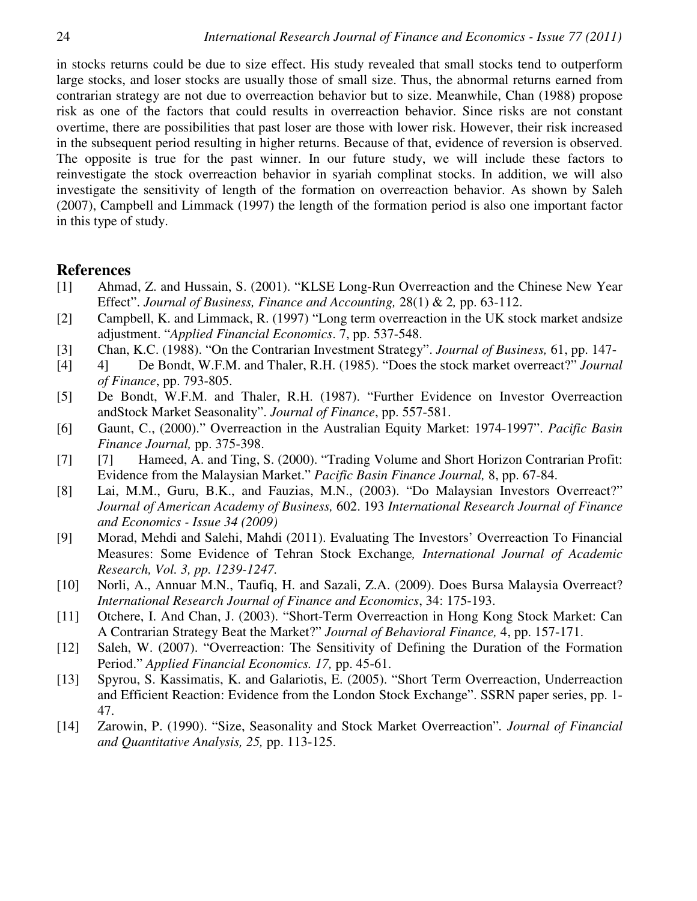in stocks returns could be due to size effect. His study revealed that small stocks tend to outperform large stocks, and loser stocks are usually those of small size. Thus, the abnormal returns earned from contrarian strategy are not due to overreaction behavior but to size. Meanwhile, Chan (1988) propose risk as one of the factors that could results in overreaction behavior. Since risks are not constant overtime, there are possibilities that past loser are those with lower risk. However, their risk increased in the subsequent period resulting in higher returns. Because of that, evidence of reversion is observed. The opposite is true for the past winner. In our future study, we will include these factors to reinvestigate the stock overreaction behavior in syariah complinat stocks. In addition, we will also investigate the sensitivity of length of the formation on overreaction behavior. As shown by Saleh (2007), Campbell and Limmack (1997) the length of the formation period is also one important factor in this type of study.

## References

[1] Ahmad, Z. and Hussain, S. (2001). "KLSE Long-Run Overreaction and the Chinese New Year Effect". *Journal of Business, Finance and Accounting,* 28(1) & 2*,* pp. 63-112.

[2] Campbell, K. and Limmack, R. (1997) "Long term overreaction in the UK stock market andsize adjustment. "*Applied Financial Economics*. 7, pp. 537-548.

[3] Chan, K.C. (1988). "On the Contrarian Investment Strategy". *Journal of Business,* 61, pp. 147-

[4] 4] De Bondt, W.F.M. and Thaler, R.H. (1985). "Does the stock market overreact?" *Journal of Finance*, pp. 793-805.

[5] De Bondt, W.F.M. and Thaler, R.H. (1987). "Further Evidence on Investor Overreaction andStock Market Seasonality". *Journal of Finance*, pp. 557-581.

[6] Gaunt, C., (2000)." Overreaction in the Australian Equity Market: 1974-1997". *Pacific Basin Finance Journal,* pp. 375-398.

[7] [7] Hameed, A. and Ting, S. (2000). "Trading Volume and Short Horizon Contrarian Profit: Evidence from the Malaysian Market." *Pacific Basin Finance Journal,* 8, pp. 67-84.

[8] Lai, M.M., Guru, B.K., and Fauzias, M.N., (2003). "Do Malaysian Investors Overreact?" *Journal of American Academy of Business,* 602. 193 *International Research Journal of Finance and Economics - Issue 34 (2009)*

[9] Morad, Mehdi and Salehi, Mahdi (2011). Evaluating The Investors' Overreaction To Financial Measures: Some Evidence of Tehran Stock Exchange*, International Journal of Academic Research, Vol. 3, pp. 1239-1247.*

[10] Norli, A., Annuar M.N., Taufiq, H. and Sazali, Z.A. (2009). Does Bursa Malaysia Overreact? *International Research Journal of Finance and Economics*, 34: 175-193.

[11] Otchere, I. And Chan, J. (2003). "Short-Term Overreaction in Hong Kong Stock Market: Can A Contrarian Strategy Beat the Market?" *Journal of Behavioral Finance,* 4, pp. 157-171.

[12] Saleh, W. (2007). "Overreaction: The Sensitivity of Defining the Duration of the Formation Period." *Applied Financial Economics. 17,* pp. 45-61.

[13] Spyrou, S. Kassimatis, K. and Galariotis, E. (2005). "Short Term Overreaction, Underreaction and Efficient Reaction: Evidence from the London Stock Exchange". SSRN paper series, pp. 1-47.

[14] Zarowin, P. (1990). "Size, Seasonality and Stock Market Overreaction". *Journal of Financial and Quantitative Analysis, 25,* pp. 113-125.